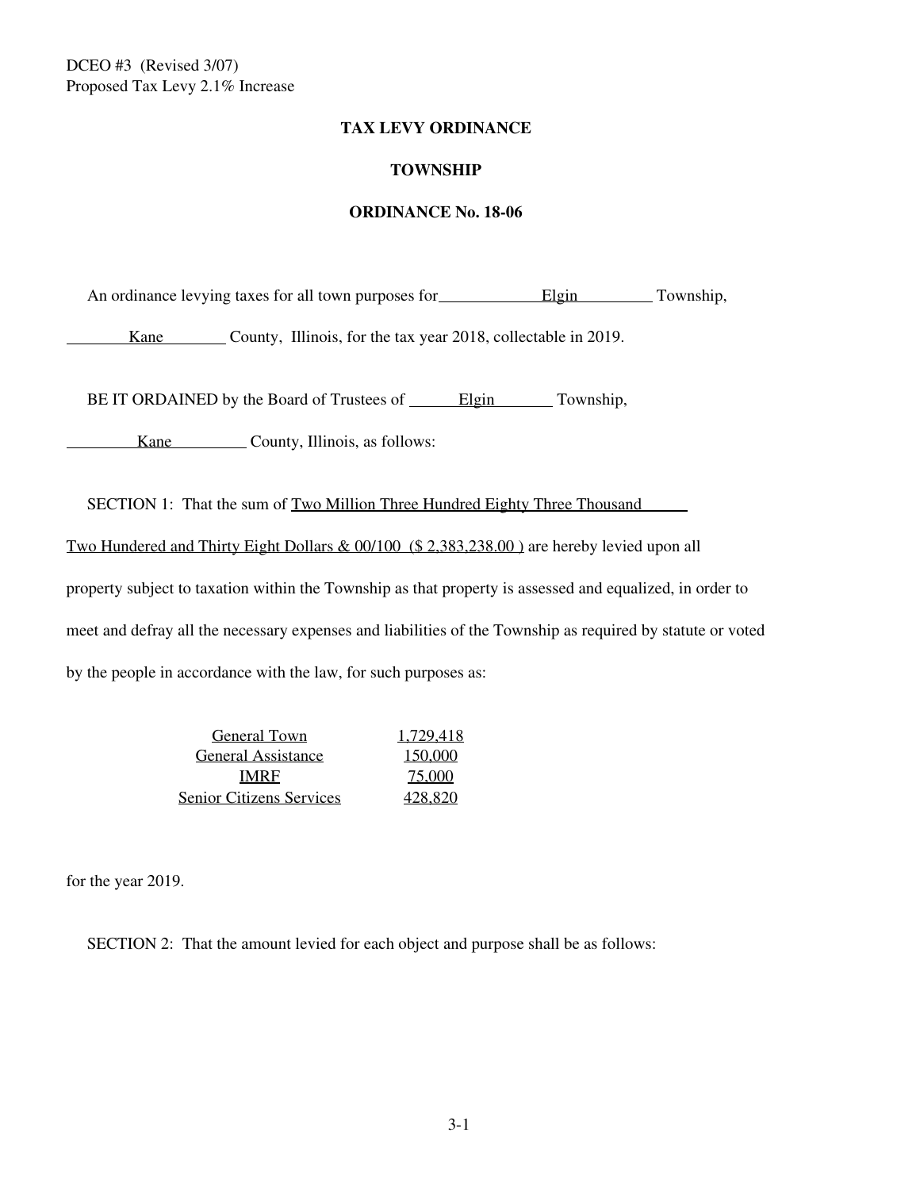DCEO #3 (Revised 3/07)
Proposed Tax Levy 2.1% Increase

**TAX LEVY ORDINANCE**

**TOWNSHIP**

**ORDINANCE No. 18-06**

An ordinance levying taxes for all town purposes for Elgin Township, Kane County, Illinois, for the tax year 2018, collectable in 2019.

BE IT ORDAINED by the Board of Trustees of Elgin Township, Kane County, Illinois, as follows:

SECTION 1: That the sum of Two Million Three Hundred Eighty Three Thousand Two Hundered and Thirty Eight Dollars & 00/100 ($ 2,383,238.00 ) are hereby levied upon all property subject to taxation within the Township as that property is assessed and equalized, in order to meet and defray all the necessary expenses and liabilities of the Township as required by statute or voted by the people in accordance with the law, for such purposes as:

| | |
|---|---|
| General Town | 1,729,418 |
| General Assistance | 150,000 |
| IMRF | 75,000 |
| Senior Citizens Services | 428,820 |

for the year 2019.

SECTION 2: That the amount levied for each object and purpose shall be as follows: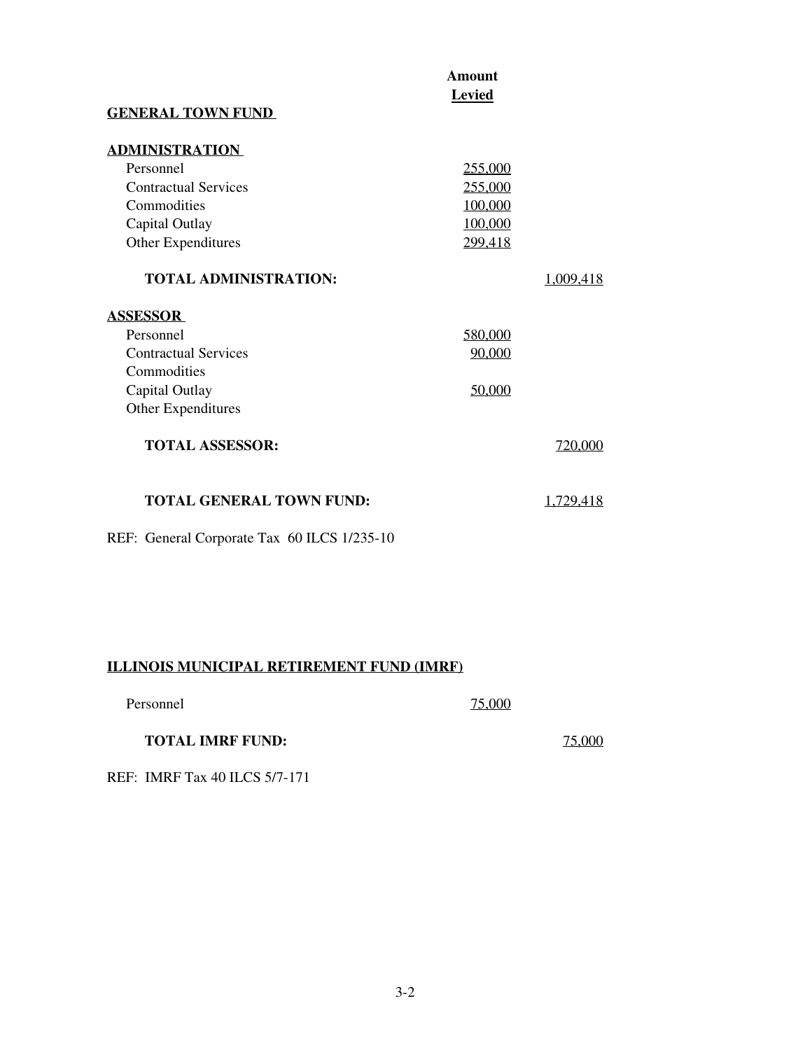| | Amount Levied | |
|---|---|---|
| **GENERAL TOWN FUND** | | |
| **ADMINISTRATION** | | |
| Personnel | 255,000 | |
| Contractual Services | 255,000 | |
| Commodities | 100,000 | |
| Capital Outlay | 100,000 | |
| Other Expenditures | 299,418 | |
| **TOTAL ADMINISTRATION:** | | 1,009,418 |
| **ASSESSOR** | | |
| Personnel | 580,000 | |
| Contractual Services | 90,000 | |
| Commodities | | |
| Capital Outlay | 50,000 | |
| Other Expenditures | | |
| **TOTAL ASSESSOR:** | | 720,000 |
| **TOTAL GENERAL TOWN FUND:** | | 1,729,418 |

REF: General Corporate Tax 60 ILCS 1/235-10

**ILLINOIS MUNICIPAL RETIREMENT FUND (IMRF)**

| | | |
|---|---|---|
| Personnel | 75,000 | |
| **TOTAL IMRF FUND:** | | 75,000 |

REF: IMRF Tax 40 ILCS 5/7-171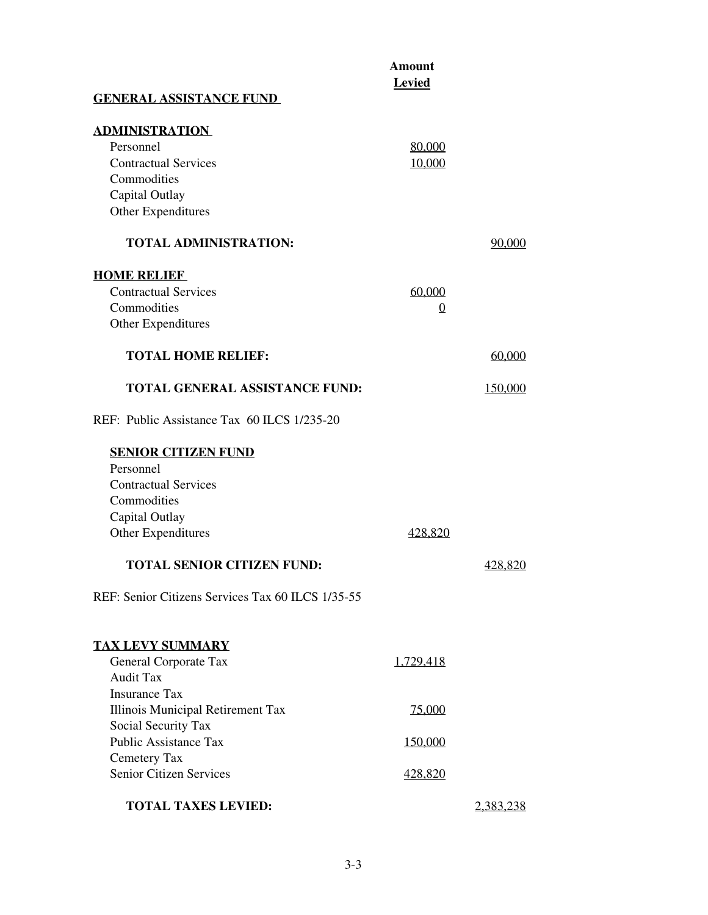| | Amount Levied | |
|---|---|---|
| **GENERAL ASSISTANCE FUND** | | |
| | | |
| **ADMINISTRATION** | | |
| Personnel | 80,000 | |
| Contractual Services | 10,000 | |
| Commodities | | |
| Capital Outlay | | |
| Other Expenditures | | |
| **TOTAL ADMINISTRATION:** | | 90,000 |
| | | |
| **HOME RELIEF** | | |
| Contractual Services | 60,000 | |
| Commodities | 0 | |
| Other Expenditures | | |
| **TOTAL HOME RELIEF:** | | 60,000 |
| | | |
| **TOTAL GENERAL ASSISTANCE FUND:** | | 150,000 |

REF: Public Assistance Tax 60 ILCS 1/235-20

| | Amount Levied | |
|---|---|---|
| **SENIOR CITIZEN FUND** | | |
| Personnel | | |
| Contractual Services | | |
| Commodities | | |
| Capital Outlay | | |
| Other Expenditures | 428,820 | |
| **TOTAL SENIOR CITIZEN FUND:** | | 428,820 |

REF: Senior Citizens Services Tax 60 ILCS 1/35-55

| | Amount Levied | |
|---|---|---|
| **TAX LEVY SUMMARY** | | |
| General Corporate Tax | 1,729,418 | |
| Audit Tax | | |
| Insurance Tax | | |
| Illinois Municipal Retirement Tax | 75,000 | |
| Social Security Tax | | |
| Public Assistance Tax | 150,000 | |
| Cemetery Tax | | |
| Senior Citizen Services | 428,820 | |
| **TOTAL TAXES LEVIED:** | | 2,383,238 |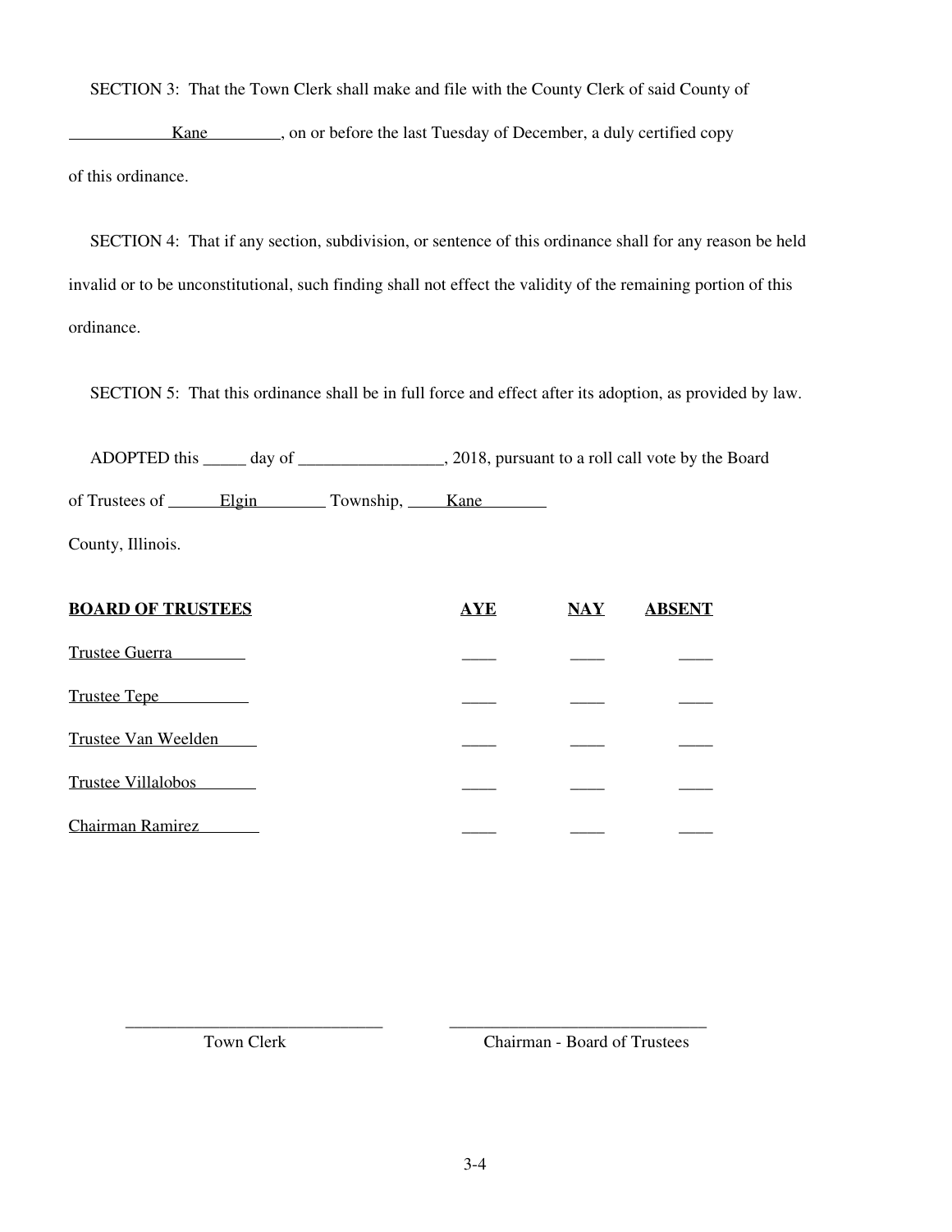SECTION 3: That the Town Clerk shall make and file with the County Clerk of said County of Kane, on or before the last Tuesday of December, a duly certified copy of this ordinance.

SECTION 4: That if any section, subdivision, or sentence of this ordinance shall for any reason be held invalid or to be unconstitutional, such finding shall not effect the validity of the remaining portion of this ordinance.

SECTION 5: That this ordinance shall be in full force and effect after its adoption, as provided by law.

ADOPTED this _____ day of _________________, 2018, pursuant to a roll call vote by the Board of Trustees of Elgin Township, Kane County, Illinois.

| **BOARD OF TRUSTEES** | **AYE** | **NAY** | **ABSENT** |
|---|---|---|---|
| Trustee Guerra | ____ | ____ | ____ |
| Trustee Tepe | ____ | ____ | ____ |
| Trustee Van Weelden | ____ | ____ | ____ |
| Trustee Villalobos | ____ | ____ | ____ |
| Chairman Ramirez | ____ | ____ | ____ |

_______________________________ Town Clerk

_______________________________ Chairman - Board of Trustees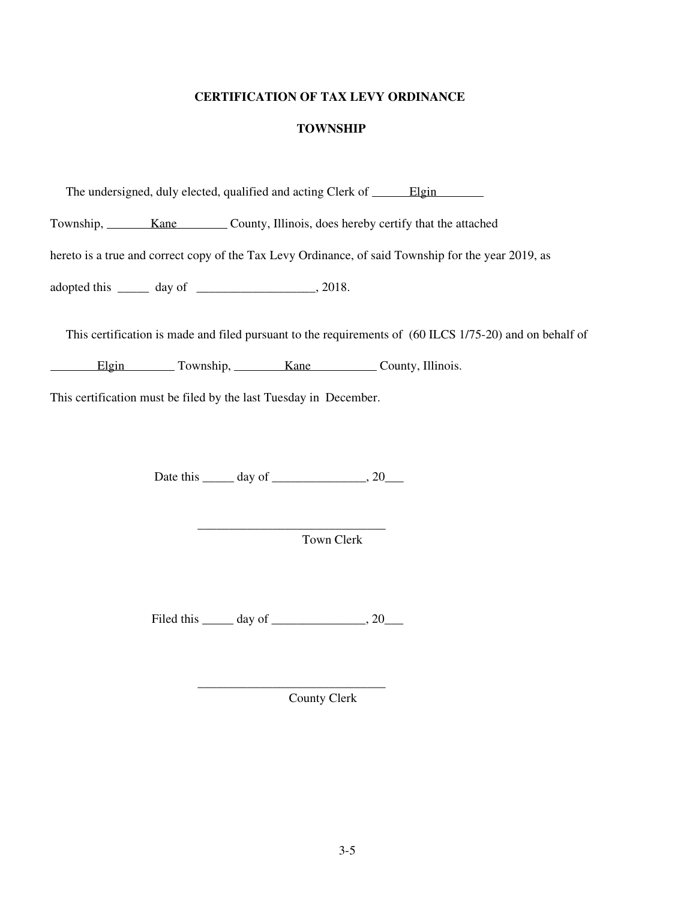**CERTIFICATION OF TAX LEVY ORDINANCE**

**TOWNSHIP**

The undersigned, duly elected, qualified and acting Clerk of ______Elgin________ Township, _______Kane________ County, Illinois, does hereby certify that the attached hereto is a true and correct copy of the Tax Levy Ordinance, of said Township for the year 2019, as adopted this _____ day of ___________________, 2018.

This certification is made and filed pursuant to the requirements of (60 ILCS 1/75-20) and on behalf of _______Elgin________ Township, ________Kane__________ County, Illinois.

This certification must be filed by the last Tuesday in December.

Date this _____ day of _______________, 20___

______________________________
Town Clerk

Filed this _____ day of _______________, 20___

______________________________
County Clerk